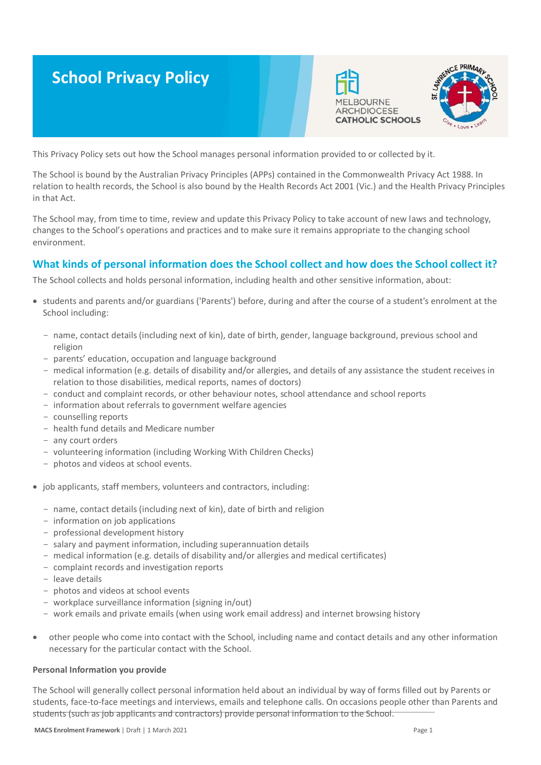# School Privacy Policy

This Privacy Policy sets out how the School manages personal information provided to or collected by it.

The School is bound by the Australian Privacy Principles (APPs) contained in the Commonwealth Privacy Act 1988. In relation to health records, the School is also bound by the Health Records Act 2001 (Vic.) and the Health Privacy Principles in that Act.

The School may, from time to time, review and update this Privacy Policy to take account of new laws and technology, changes to the School's operations and practices and to make sure it remains appropriate to the changing school environment.

## What kinds of personal information does the School collect and how does the School collect it?

The School collects and holds personal information, including health and other sensitive information, about:

- students and parents and/or guardians ('Parents') before, during and after the course of a student's enrolment at the School including:
  - name, contact details (including next of kin), date of birth, gender, language background, previous school and religion
  - parents' education, occupation and language background
  - medical information (e.g. details of disability and/or allergies, and details of any assistance the student receives in relation to those disabilities, medical reports, names of doctors)
  - conduct and complaint records, or other behaviour notes, school attendance and school reports
  - information about referrals to government welfare agencies
  - counselling reports
  - health fund details and Medicare number
  - any court orders
  - volunteering information (including Working With Children Checks)
  - photos and videos at school events.
- job applicants, staff members, volunteers and contractors, including:
  - name, contact details (including next of kin), date of birth and religion
  - information on job applications
  - professional development history
  - salary and payment information, including superannuation details
  - medical information (e.g. details of disability and/or allergies and medical certificates)
  - complaint records and investigation reports
  - leave details
  - photos and videos at school events
  - workplace surveillance information (signing in/out)
  - work emails and private emails (when using work email address) and internet browsing history
- other people who come into contact with the School, including name and contact details and any other information necessary for the particular contact with the School.

#### Personal Information you provide

The School will generally collect personal information held about an individual by way of forms filled out by Parents or students, face-to-face meetings and interviews, emails and telephone calls. On occasions people other than Parents and students (such as job applicants and contractors) provide personal information to the School.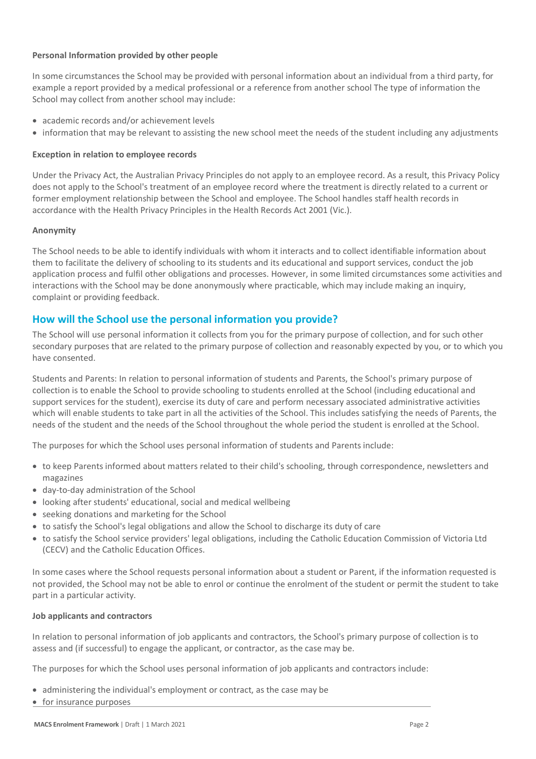**Personal Information provided by other people**

In some circumstances the School may be provided with personal information about an individual from a third party, for example a report provided by a medical professional or a reference from another school The type of information the School may collect from another school may include:

- academic records and/or achievement levels
- information that may be relevant to assisting the new school meet the needs of the student including any adjustments

**Exception in relation to employee records**

Under the Privacy Act, the Australian Privacy Principles do not apply to an employee record. As a result, this Privacy Policy does not apply to the School's treatment of an employee record where the treatment is directly related to a current or former employment relationship between the School and employee. The School handles staff health records in accordance with the Health Privacy Principles in the Health Records Act 2001 (Vic.).

**Anonymity**

The School needs to be able to identify individuals with whom it interacts and to collect identifiable information about them to facilitate the delivery of schooling to its students and its educational and support services, conduct the job application process and fulfil other obligations and processes. However, in some limited circumstances some activities and interactions with the School may be done anonymously where practicable, which may include making an inquiry, complaint or providing feedback.

## How will the School use the personal information you provide?

The School will use personal information it collects from you for the primary purpose of collection, and for such other secondary purposes that are related to the primary purpose of collection and reasonably expected by you, or to which you have consented.

Students and Parents: In relation to personal information of students and Parents, the School's primary purpose of collection is to enable the School to provide schooling to students enrolled at the School (including educational and support services for the student), exercise its duty of care and perform necessary associated administrative activities which will enable students to take part in all the activities of the School. This includes satisfying the needs of Parents, the needs of the student and the needs of the School throughout the whole period the student is enrolled at the School.

The purposes for which the School uses personal information of students and Parents include:

- to keep Parents informed about matters related to their child's schooling, through correspondence, newsletters and magazines
- day-to-day administration of the School
- looking after students' educational, social and medical wellbeing
- seeking donations and marketing for the School
- to satisfy the School's legal obligations and allow the School to discharge its duty of care
- to satisfy the School service providers' legal obligations, including the Catholic Education Commission of Victoria Ltd (CECV) and the Catholic Education Offices.

In some cases where the School requests personal information about a student or Parent, if the information requested is not provided, the School may not be able to enrol or continue the enrolment of the student or permit the student to take part in a particular activity.

**Job applicants and contractors**

In relation to personal information of job applicants and contractors, the School's primary purpose of collection is to assess and (if successful) to engage the applicant, or contractor, as the case may be.

The purposes for which the School uses personal information of job applicants and contractors include:

- administering the individual's employment or contract, as the case may be
- for insurance purposes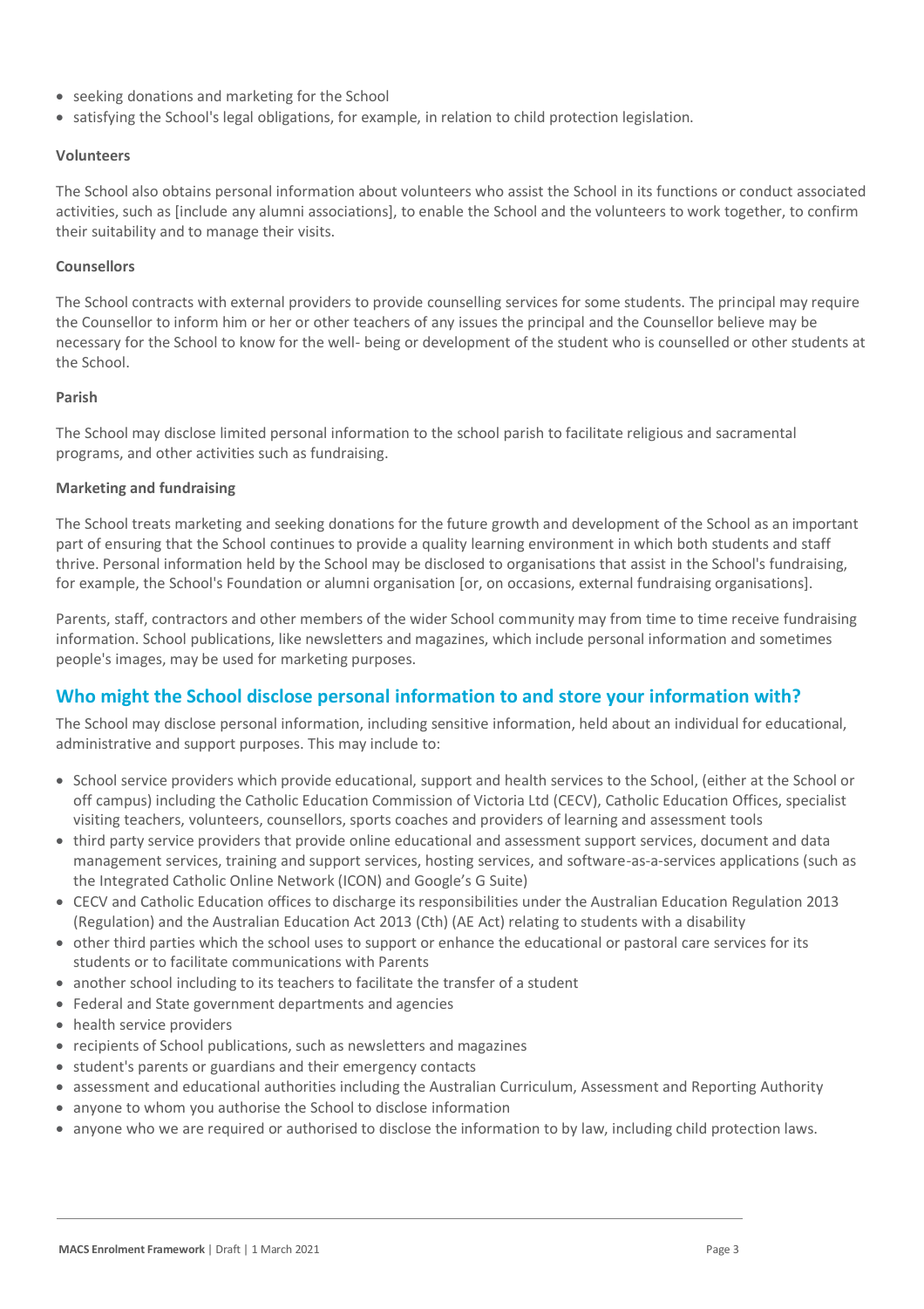- seeking donations and marketing for the School
- satisfying the School's legal obligations, for example, in relation to child protection legislation.

**Volunteers**

The School also obtains personal information about volunteers who assist the School in its functions or conduct associated activities, such as [include any alumni associations], to enable the School and the volunteers to work together, to confirm their suitability and to manage their visits.

**Counsellors**

The School contracts with external providers to provide counselling services for some students. The principal may require the Counsellor to inform him or her or other teachers of any issues the principal and the Counsellor believe may be necessary for the School to know for the well- being or development of the student who is counselled or other students at the School.

**Parish**

The School may disclose limited personal information to the school parish to facilitate religious and sacramental programs, and other activities such as fundraising.

**Marketing and fundraising**

The School treats marketing and seeking donations for the future growth and development of the School as an important part of ensuring that the School continues to provide a quality learning environment in which both students and staff thrive. Personal information held by the School may be disclosed to organisations that assist in the School's fundraising, for example, the School's Foundation or alumni organisation [or, on occasions, external fundraising organisations].

Parents, staff, contractors and other members of the wider School community may from time to time receive fundraising information. School publications, like newsletters and magazines, which include personal information and sometimes people's images, may be used for marketing purposes.

## Who might the School disclose personal information to and store your information with?

The School may disclose personal information, including sensitive information, held about an individual for educational, administrative and support purposes. This may include to:

- School service providers which provide educational, support and health services to the School, (either at the School or off campus) including the Catholic Education Commission of Victoria Ltd (CECV), Catholic Education Offices, specialist visiting teachers, volunteers, counsellors, sports coaches and providers of learning and assessment tools
- third party service providers that provide online educational and assessment support services, document and data management services, training and support services, hosting services, and software-as-a-services applications (such as the Integrated Catholic Online Network (ICON) and Google's G Suite)
- CECV and Catholic Education offices to discharge its responsibilities under the Australian Education Regulation 2013 (Regulation) and the Australian Education Act 2013 (Cth) (AE Act) relating to students with a disability
- other third parties which the school uses to support or enhance the educational or pastoral care services for its students or to facilitate communications with Parents
- another school including to its teachers to facilitate the transfer of a student
- Federal and State government departments and agencies
- health service providers
- recipients of School publications, such as newsletters and magazines
- student's parents or guardians and their emergency contacts
- assessment and educational authorities including the Australian Curriculum, Assessment and Reporting Authority
- anyone to whom you authorise the School to disclose information
- anyone who we are required or authorised to disclose the information to by law, including child protection laws.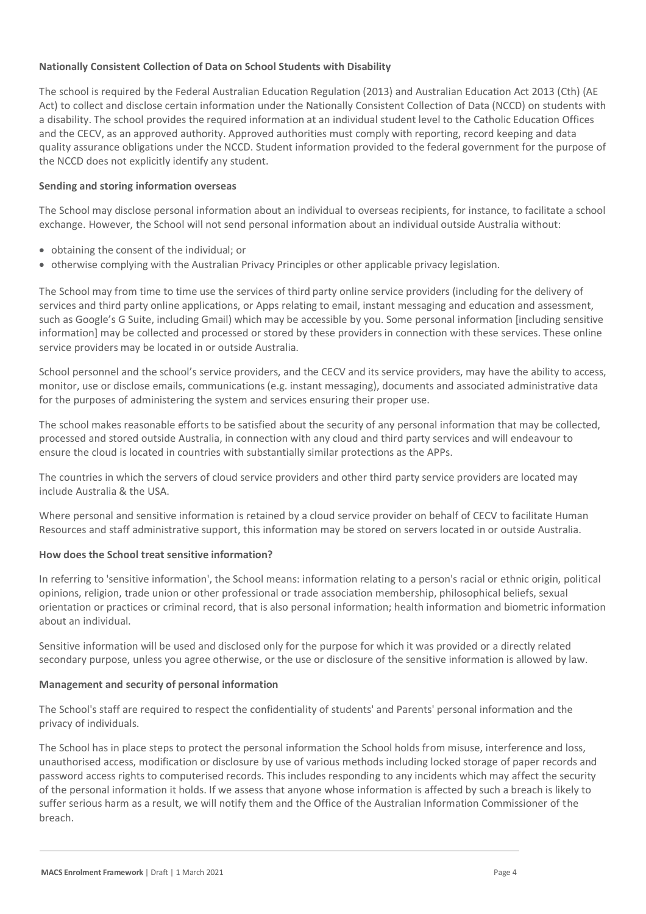**Nationally Consistent Collection of Data on School Students with Disability**

The school is required by the Federal Australian Education Regulation (2013) and Australian Education Act 2013 (Cth) (AE Act) to collect and disclose certain information under the Nationally Consistent Collection of Data (NCCD) on students with a disability. The school provides the required information at an individual student level to the Catholic Education Offices and the CECV, as an approved authority. Approved authorities must comply with reporting, record keeping and data quality assurance obligations under the NCCD. Student information provided to the federal government for the purpose of the NCCD does not explicitly identify any student.

**Sending and storing information overseas**

The School may disclose personal information about an individual to overseas recipients, for instance, to facilitate a school exchange. However, the School will not send personal information about an individual outside Australia without:

- obtaining the consent of the individual; or
- otherwise complying with the Australian Privacy Principles or other applicable privacy legislation.

The School may from time to time use the services of third party online service providers (including for the delivery of services and third party online applications, or Apps relating to email, instant messaging and education and assessment, such as Google's G Suite, including Gmail) which may be accessible by you. Some personal information [including sensitive information] may be collected and processed or stored by these providers in connection with these services. These online service providers may be located in or outside Australia.

School personnel and the school's service providers, and the CECV and its service providers, may have the ability to access, monitor, use or disclose emails, communications (e.g. instant messaging), documents and associated administrative data for the purposes of administering the system and services ensuring their proper use.

The school makes reasonable efforts to be satisfied about the security of any personal information that may be collected, processed and stored outside Australia, in connection with any cloud and third party services and will endeavour to ensure the cloud is located in countries with substantially similar protections as the APPs.

The countries in which the servers of cloud service providers and other third party service providers are located may include Australia & the USA.

Where personal and sensitive information is retained by a cloud service provider on behalf of CECV to facilitate Human Resources and staff administrative support, this information may be stored on servers located in or outside Australia.

**How does the School treat sensitive information?**

In referring to 'sensitive information', the School means: information relating to a person's racial or ethnic origin, political opinions, religion, trade union or other professional or trade association membership, philosophical beliefs, sexual orientation or practices or criminal record, that is also personal information; health information and biometric information about an individual.

Sensitive information will be used and disclosed only for the purpose for which it was provided or a directly related secondary purpose, unless you agree otherwise, or the use or disclosure of the sensitive information is allowed by law.

**Management and security of personal information**

The School's staff are required to respect the confidentiality of students' and Parents' personal information and the privacy of individuals.

The School has in place steps to protect the personal information the School holds from misuse, interference and loss, unauthorised access, modification or disclosure by use of various methods including locked storage of paper records and password access rights to computerised records. This includes responding to any incidents which may affect the security of the personal information it holds. If we assess that anyone whose information is affected by such a breach is likely to suffer serious harm as a result, we will notify them and the Office of the Australian Information Commissioner of the breach.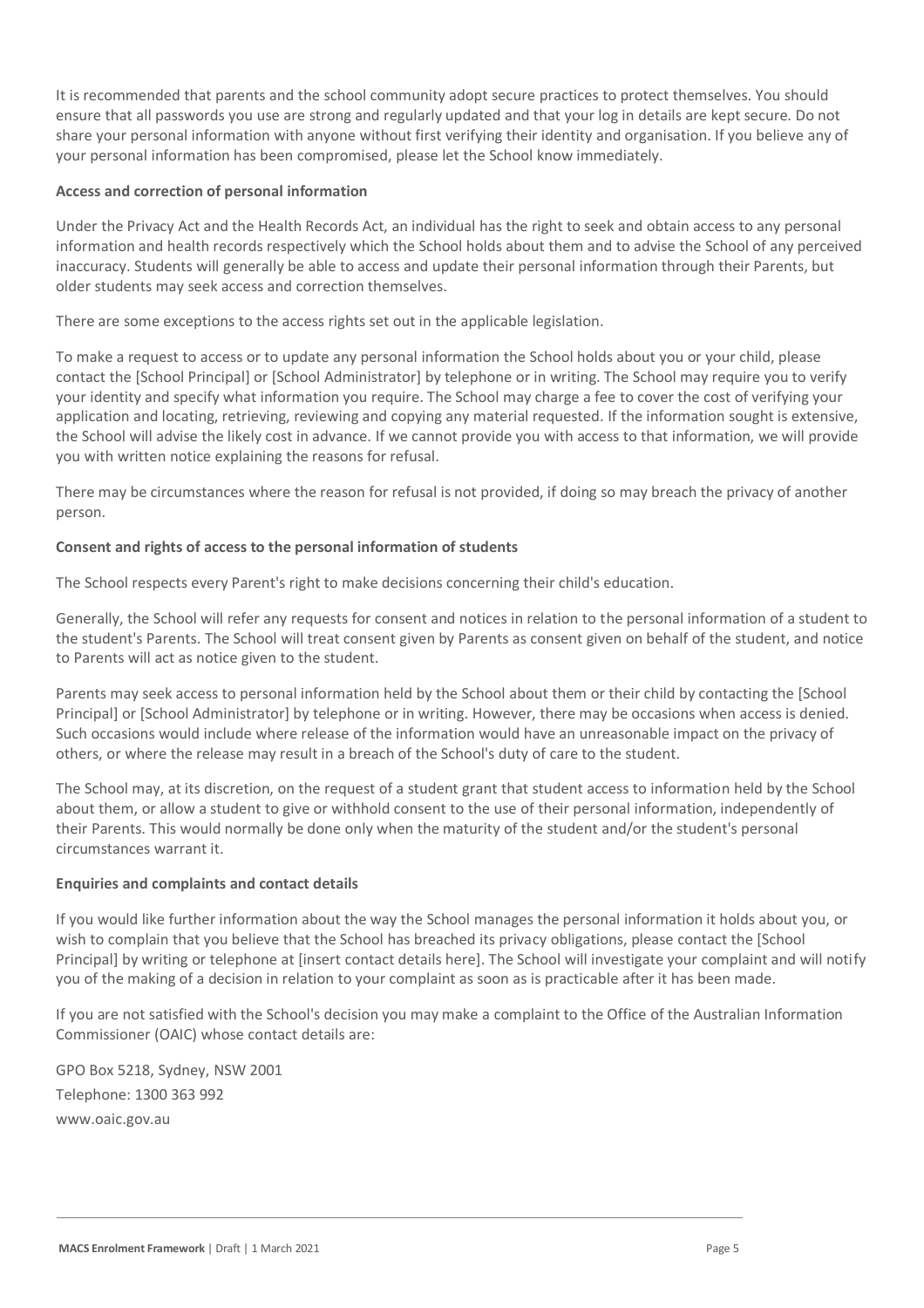It is recommended that parents and the school community adopt secure practices to protect themselves. You should ensure that all passwords you use are strong and regularly updated and that your log in details are kept secure. Do not share your personal information with anyone without first verifying their identity and organisation. If you believe any of your personal information has been compromised, please let the School know immediately.

**Access and correction of personal information**

Under the Privacy Act and the Health Records Act, an individual has the right to seek and obtain access to any personal information and health records respectively which the School holds about them and to advise the School of any perceived inaccuracy. Students will generally be able to access and update their personal information through their Parents, but older students may seek access and correction themselves.

There are some exceptions to the access rights set out in the applicable legislation.

To make a request to access or to update any personal information the School holds about you or your child, please contact the [School Principal] or [School Administrator] by telephone or in writing. The School may require you to verify your identity and specify what information you require. The School may charge a fee to cover the cost of verifying your application and locating, retrieving, reviewing and copying any material requested. If the information sought is extensive, the School will advise the likely cost in advance. If we cannot provide you with access to that information, we will provide you with written notice explaining the reasons for refusal.

There may be circumstances where the reason for refusal is not provided, if doing so may breach the privacy of another person.

**Consent and rights of access to the personal information of students**

The School respects every Parent's right to make decisions concerning their child's education.

Generally, the School will refer any requests for consent and notices in relation to the personal information of a student to the student's Parents. The School will treat consent given by Parents as consent given on behalf of the student, and notice to Parents will act as notice given to the student.

Parents may seek access to personal information held by the School about them or their child by contacting the [School Principal] or [School Administrator] by telephone or in writing. However, there may be occasions when access is denied. Such occasions would include where release of the information would have an unreasonable impact on the privacy of others, or where the release may result in a breach of the School's duty of care to the student.

The School may, at its discretion, on the request of a student grant that student access to information held by the School about them, or allow a student to give or withhold consent to the use of their personal information, independently of their Parents. This would normally be done only when the maturity of the student and/or the student's personal circumstances warrant it.

**Enquiries and complaints and contact details**

If you would like further information about the way the School manages the personal information it holds about you, or wish to complain that you believe that the School has breached its privacy obligations, please contact the [School Principal] by writing or telephone at [insert contact details here]. The School will investigate your complaint and will notify you of the making of a decision in relation to your complaint as soon as is practicable after it has been made.

If you are not satisfied with the School's decision you may make a complaint to the Office of the Australian Information Commissioner (OAIC) whose contact details are:

GPO Box 5218, Sydney, NSW 2001  
Telephone: 1300 363 992  
www.oaic.gov.au